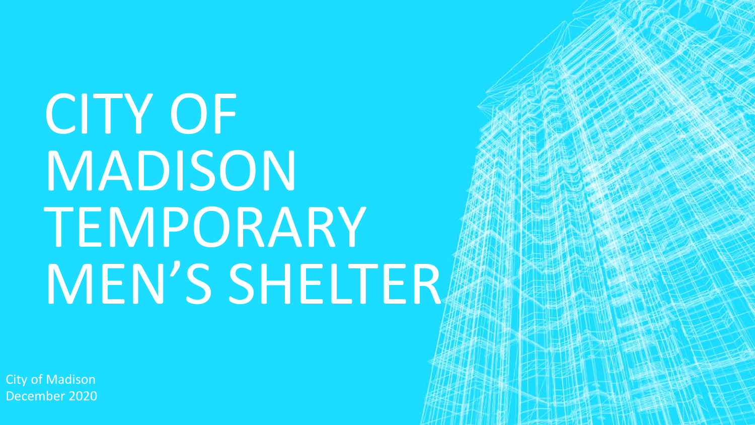# CITY OF MADISON TEMPORARY MEN'S SHELTER

City of Madison
December 2020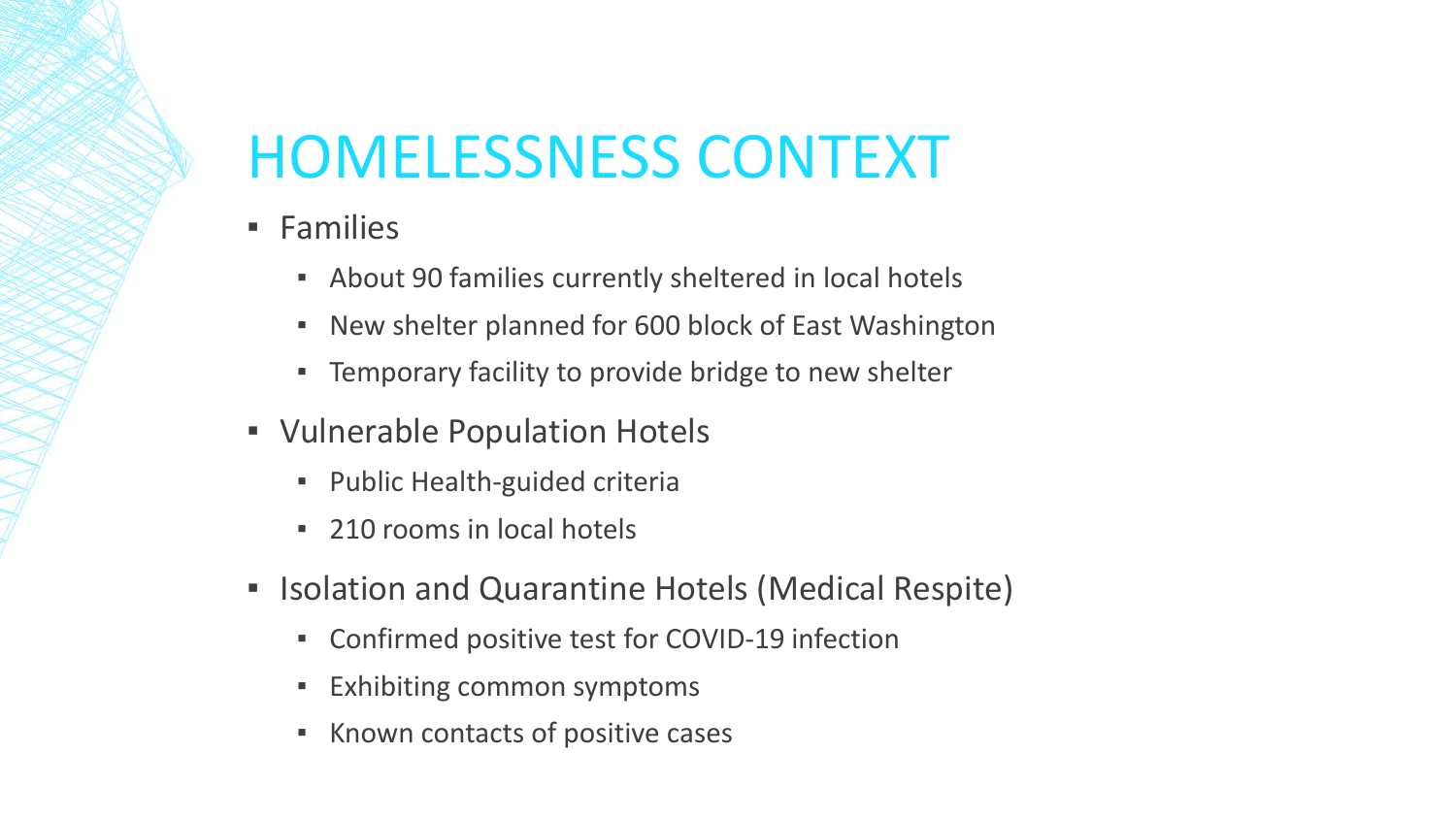# HOMELESSNESS CONTEXT

- Families
  - About 90 families currently sheltered in local hotels
  - New shelter planned for 600 block of East Washington
  - Temporary facility to provide bridge to new shelter
- Vulnerable Population Hotels
  - Public Health-guided criteria
  - 210 rooms in local hotels
- Isolation and Quarantine Hotels (Medical Respite)
  - Confirmed positive test for COVID-19 infection
  - Exhibiting common symptoms
  - Known contacts of positive cases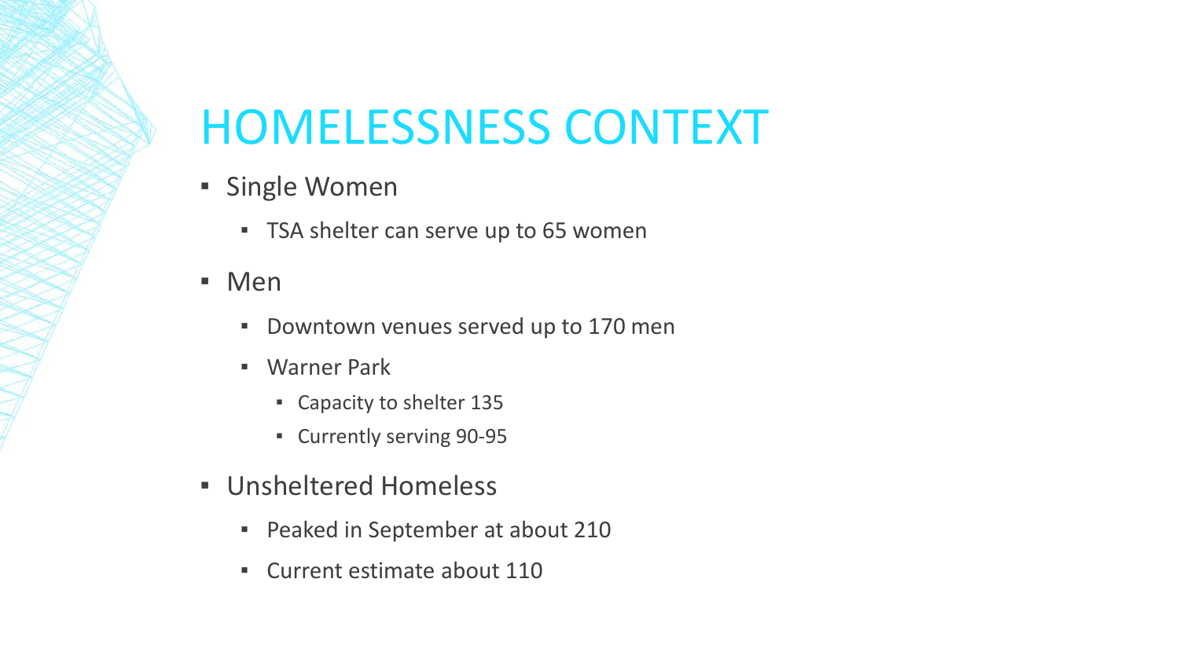# HOMELESSNESS CONTEXT

- Single Women
  - TSA shelter can serve up to 65 women
- Men
  - Downtown venues served up to 170 men
  - Warner Park
    - Capacity to shelter 135
    - Currently serving 90-95
- Unsheltered Homeless
  - Peaked in September at about 210
  - Current estimate about 110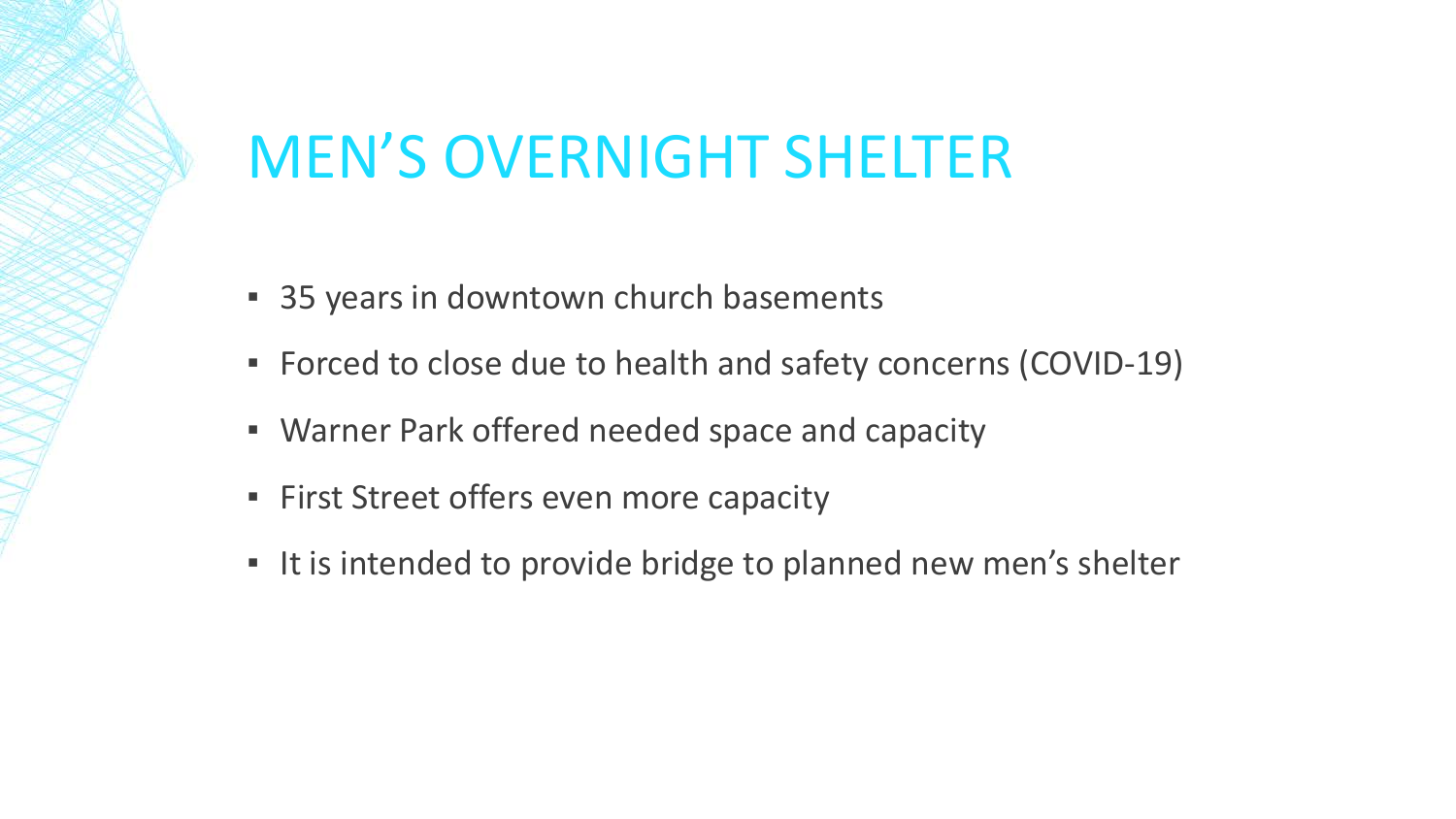# MEN'S OVERNIGHT SHELTER

- 35 years in downtown church basements
- Forced to close due to health and safety concerns (COVID-19)
- Warner Park offered needed space and capacity
- First Street offers even more capacity
- It is intended to provide bridge to planned new men's shelter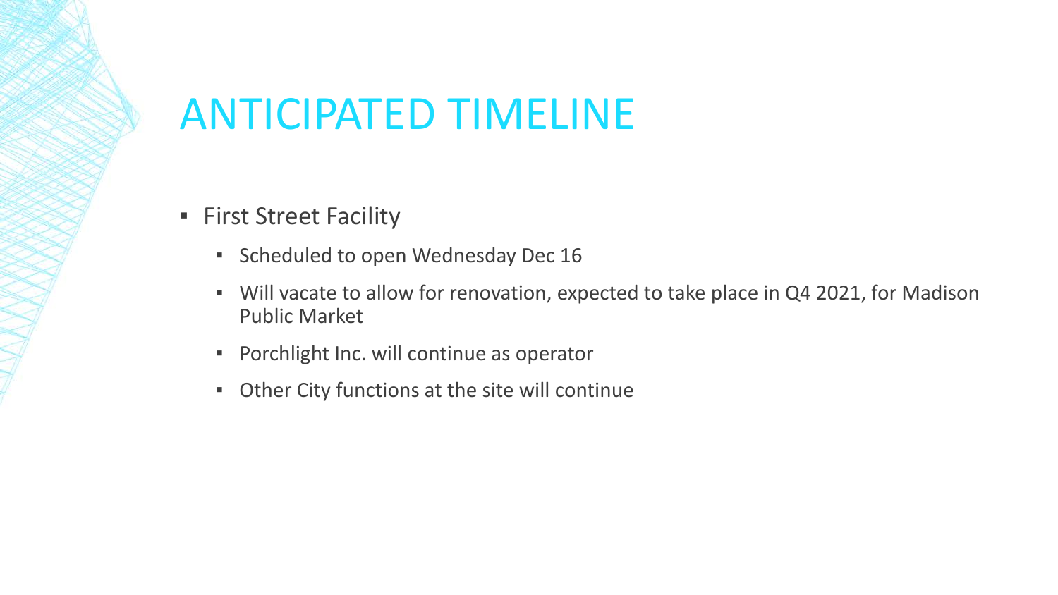# ANTICIPATED TIMELINE

- First Street Facility
  - Scheduled to open Wednesday Dec 16
  - Will vacate to allow for renovation, expected to take place in Q4 2021, for Madison Public Market
  - Porchlight Inc. will continue as operator
  - Other City functions at the site will continue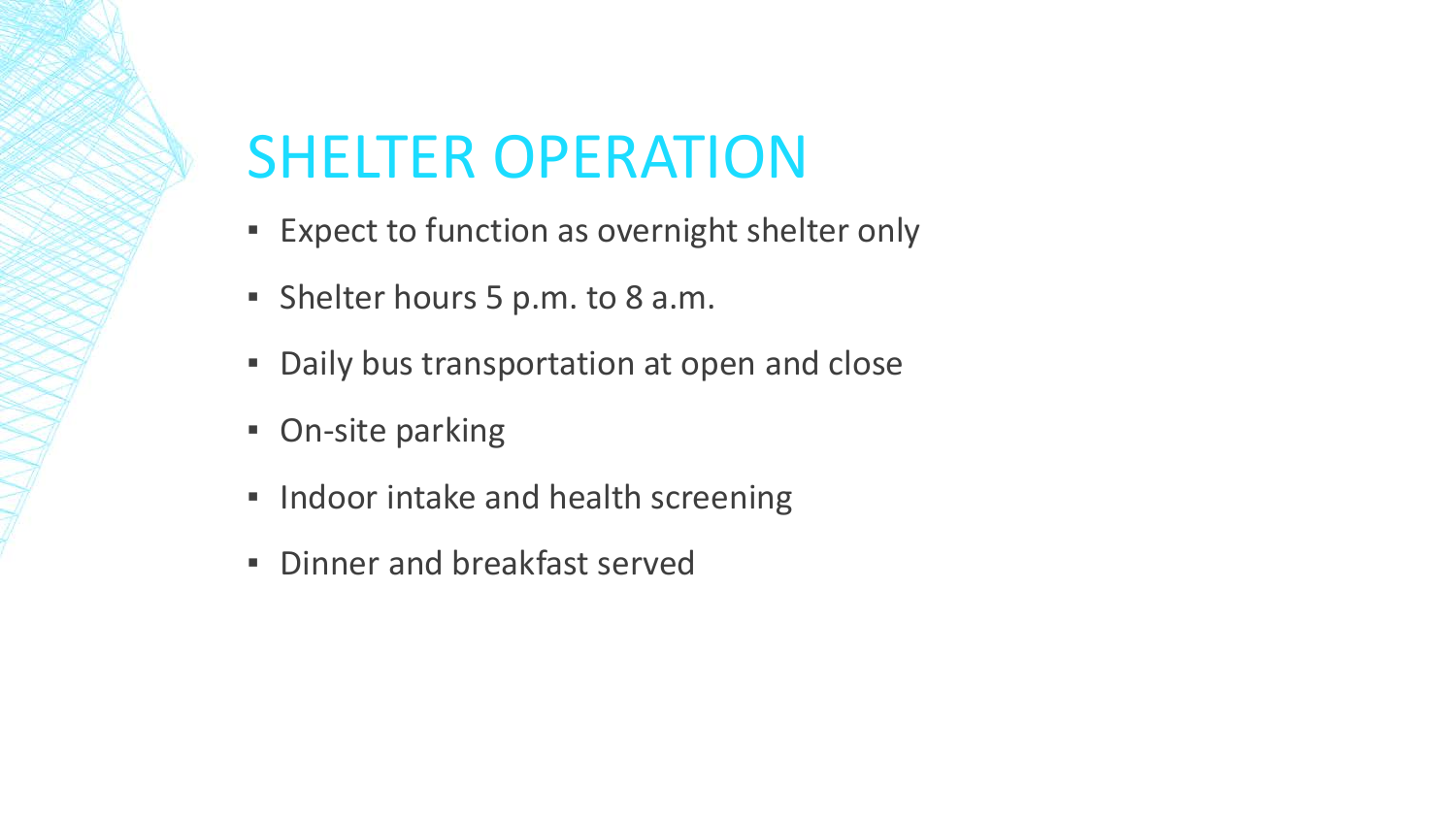# SHELTER OPERATION

- Expect to function as overnight shelter only
- Shelter hours 5 p.m. to 8 a.m.
- Daily bus transportation at open and close
- On-site parking
- Indoor intake and health screening
- Dinner and breakfast served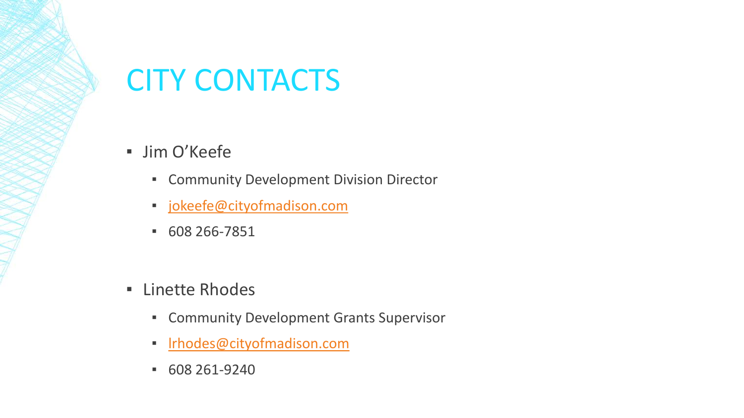# CITY CONTACTS

- Jim O'Keefe
  - Community Development Division Director
  - jokeefe@cityofmadison.com
  - 608 266-7851

- Linette Rhodes
  - Community Development Grants Supervisor
  - lrhodes@cityofmadison.com
  - 608 261-9240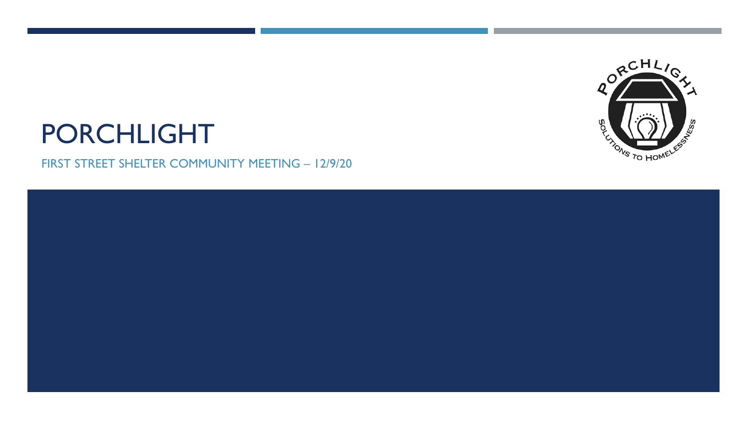# PORCHLIGHT

FIRST STREET SHELTER COMMUNITY MEETING – 12/9/20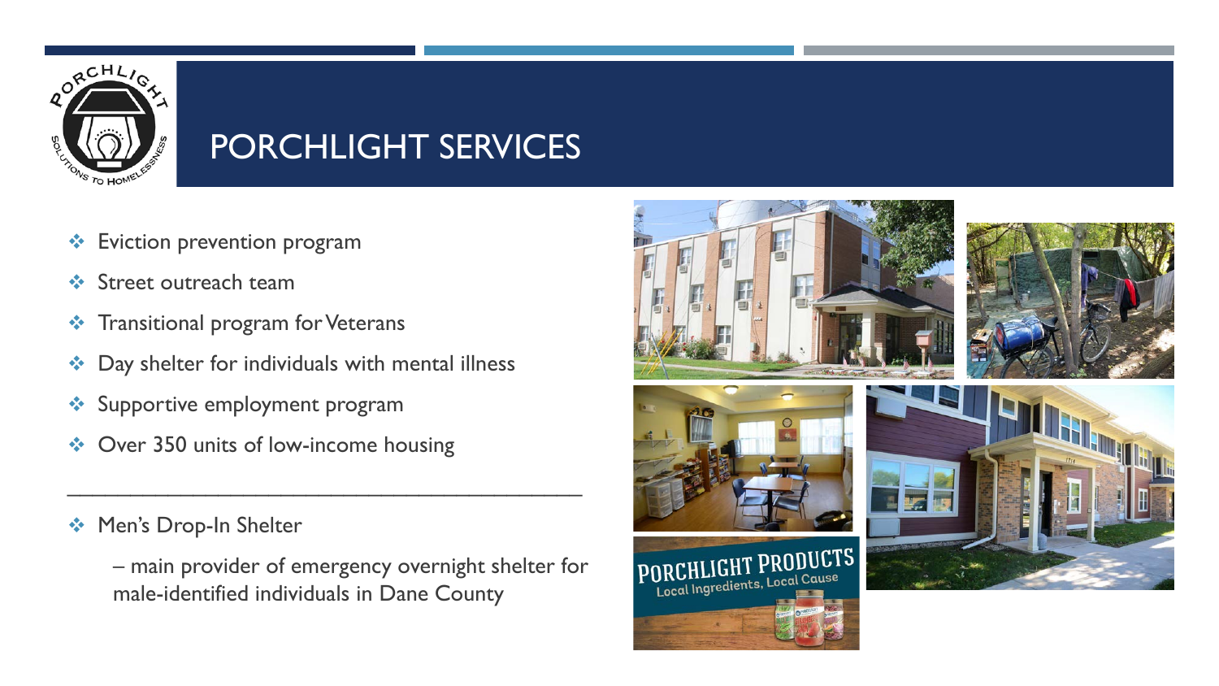# PORCHLIGHT SERVICES

- Eviction prevention program
- Street outreach team
- Transitional program for Veterans
- Day shelter for individuals with mental illness
- Supportive employment program
- Over 350 units of low-income housing

---

- Men's Drop-In Shelter

  – main provider of emergency overnight shelter for male-identified individuals in Dane County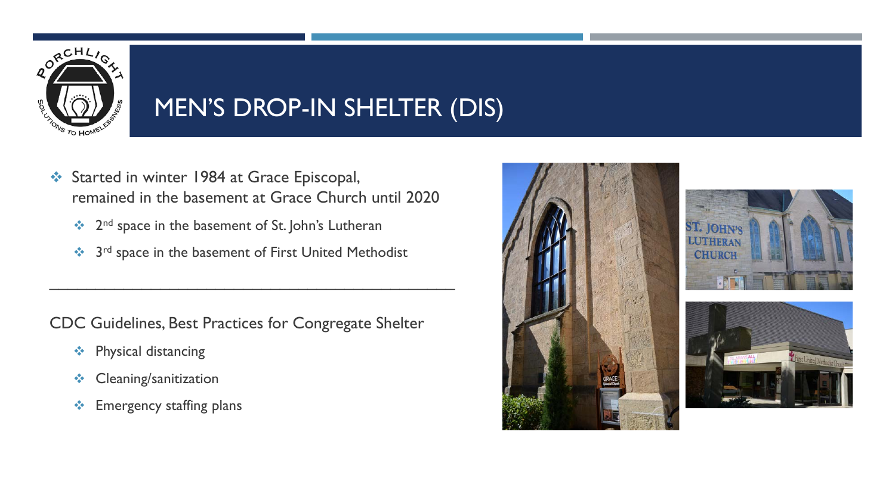# MEN'S DROP-IN SHELTER (DIS)

- Started in winter 1984 at Grace Episcopal, remained in the basement at Grace Church until 2020
  - 2nd space in the basement of St. John's Lutheran
  - 3rd space in the basement of First United Methodist

---

CDC Guidelines, Best Practices for Congregate Shelter

- Physical distancing
- Cleaning/sanitization
- Emergency staffing plans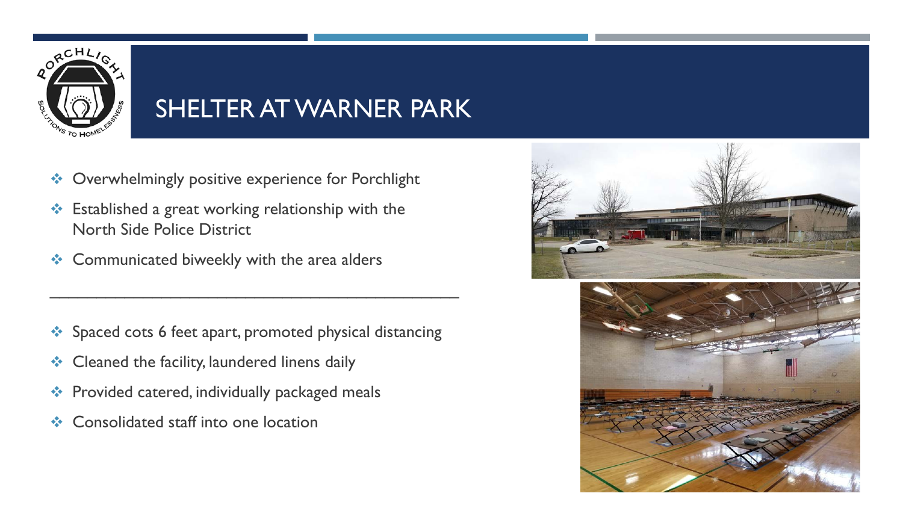# SHELTER AT WARNER PARK

- Overwhelmingly positive experience for Porchlight
- Established a great working relationship with the North Side Police District
- Communicated biweekly with the area alders

---

- Spaced cots 6 feet apart, promoted physical distancing
- Cleaned the facility, laundered linens daily
- Provided catered, individually packaged meals
- Consolidated staff into one location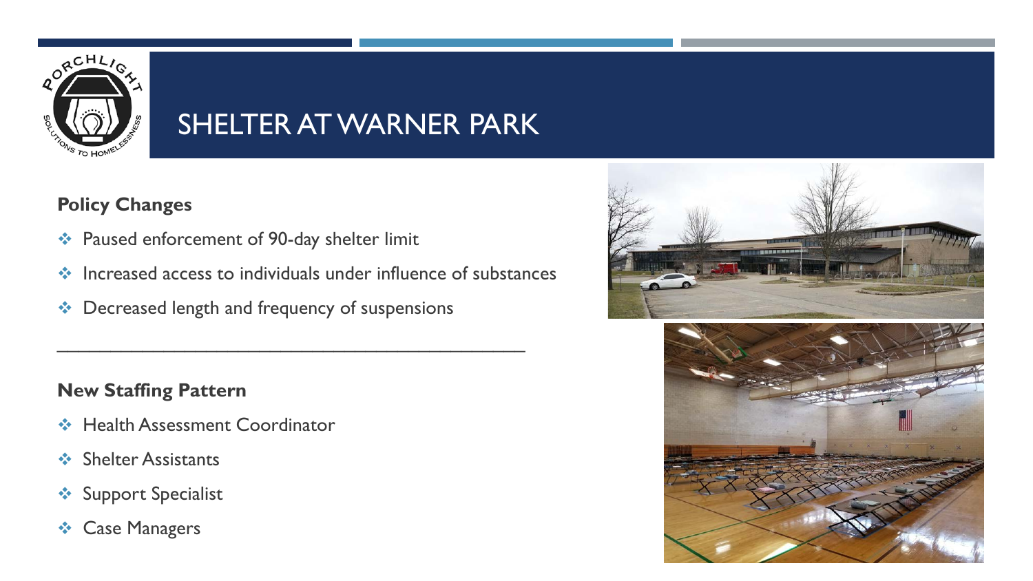# SHELTER AT WARNER PARK

**Policy Changes**

- Paused enforcement of 90-day shelter limit
- Increased access to individuals under influence of substances
- Decreased length and frequency of suspensions

---

**New Staffing Pattern**

- Health Assessment Coordinator
- Shelter Assistants
- Support Specialist
- Case Managers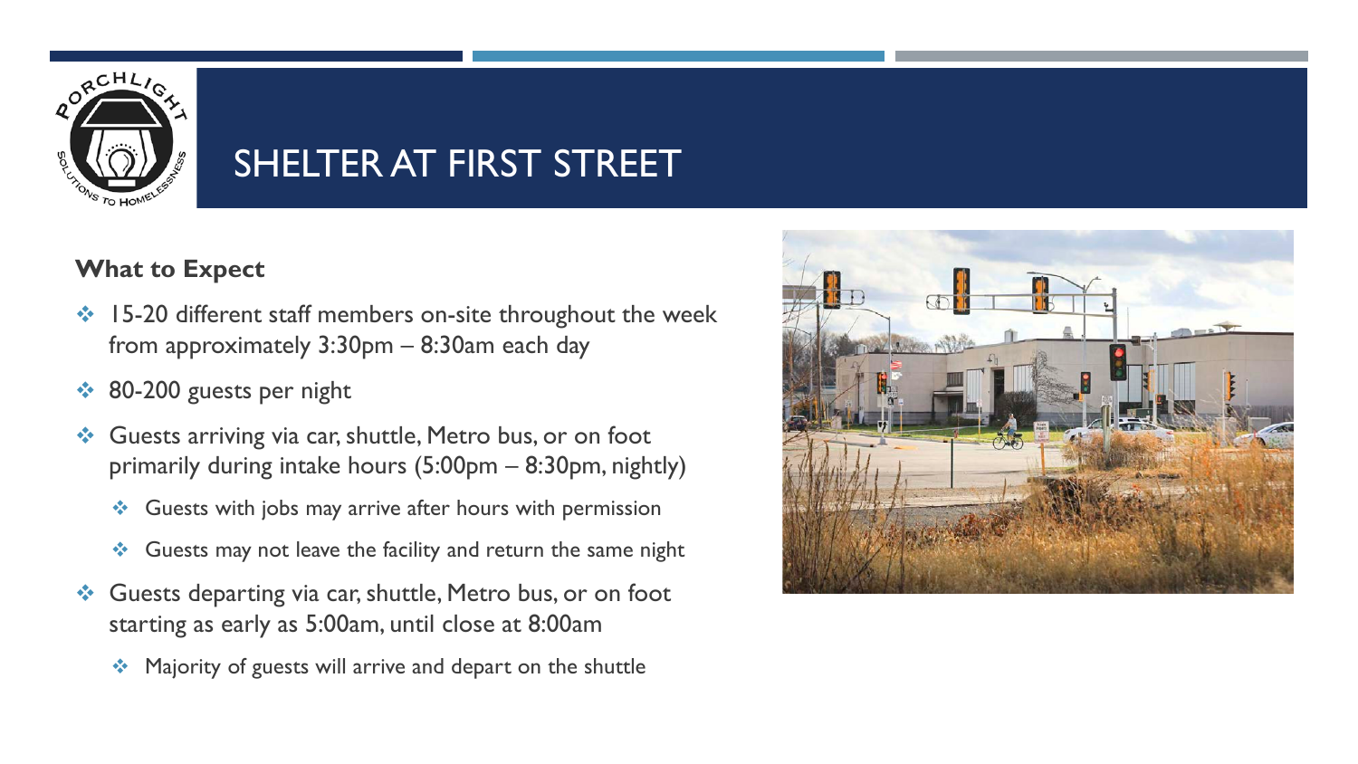# SHELTER AT FIRST STREET

**What to Expect**

- 15-20 different staff members on-site throughout the week from approximately 3:30pm – 8:30am each day
- 80-200 guests per night
- Guests arriving via car, shuttle, Metro bus, or on foot primarily during intake hours (5:00pm – 8:30pm, nightly)
  - Guests with jobs may arrive after hours with permission
  - Guests may not leave the facility and return the same night
- Guests departing via car, shuttle, Metro bus, or on foot starting as early as 5:00am, until close at 8:00am
  - Majority of guests will arrive and depart on the shuttle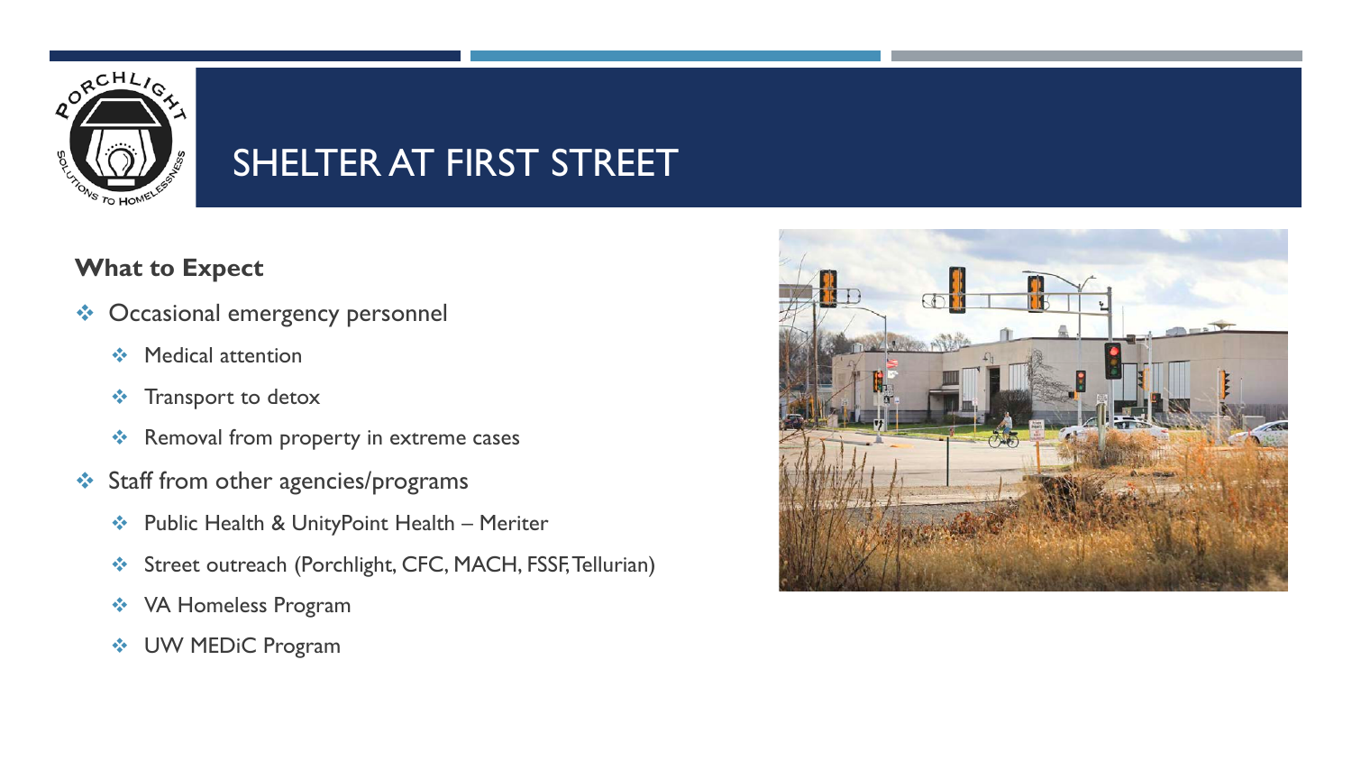# SHELTER AT FIRST STREET

**What to Expect**

- Occasional emergency personnel
  - Medical attention
  - Transport to detox
  - Removal from property in extreme cases
- Staff from other agencies/programs
  - Public Health & UnityPoint Health – Meriter
  - Street outreach (Porchlight, CFC, MACH, FSSF, Tellurian)
  - VA Homeless Program
  - UW MEDiC Program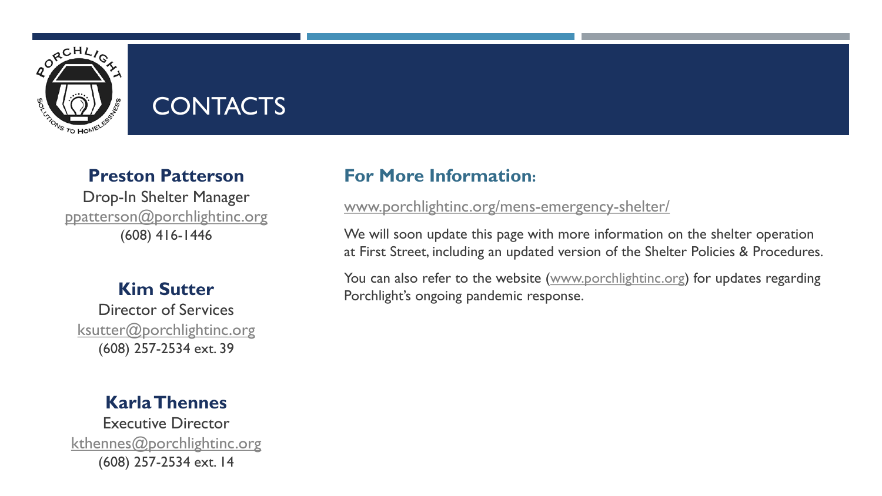# CONTACTS

**Preston Patterson**
Drop-In Shelter Manager
ppatterson@porchlightinc.org
(608) 416-1446

**Kim Sutter**
Director of Services
ksutter@porchlightinc.org
(608) 257-2534 ext. 39

**Karla Thennes**
Executive Director
kthennes@porchlightinc.org
(608) 257-2534 ext. 14

## For More Information:

www.porchlightinc.org/mens-emergency-shelter/

We will soon update this page with more information on the shelter operation at First Street, including an updated version of the Shelter Policies & Procedures.

You can also refer to the website (www.porchlightinc.org) for updates regarding Porchlight's ongoing pandemic response.